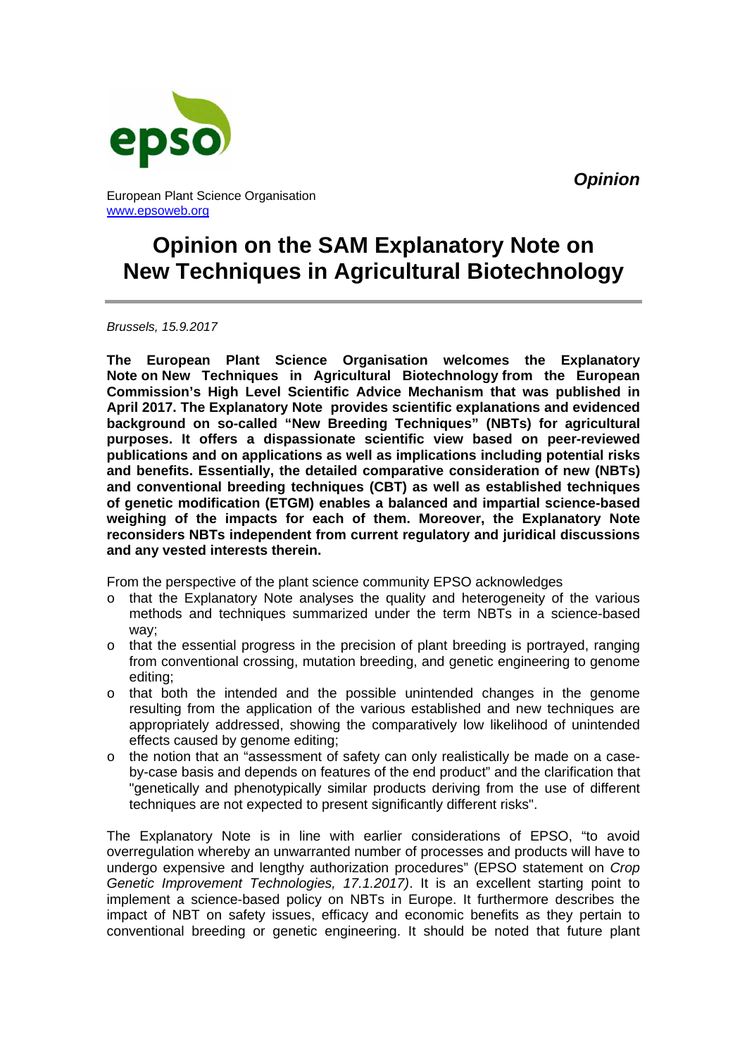**Opinion**

European Plant Science Organisation
www.epsoweb.org

# Opinion on the SAM Explanatory Note on New Techniques in Agricultural Biotechnology

*Brussels, 15.9.2017*

**The European Plant Science Organisation welcomes the Explanatory Note on New Techniques in Agricultural Biotechnology from the European Commission's High Level Scientific Advice Mechanism that was published in April 2017. The Explanatory Note provides scientific explanations and evidenced background on so-called "New Breeding Techniques" (NBTs) for agricultural purposes. It offers a dispassionate scientific view based on peer-reviewed publications and on applications as well as implications including potential risks and benefits. Essentially, the detailed comparative consideration of new (NBTs) and conventional breeding techniques (CBT) as well as established techniques of genetic modification (ETGM) enables a balanced and impartial science-based weighing of the impacts for each of them. Moreover, the Explanatory Note reconsiders NBTs independent from current regulatory and juridical discussions and any vested interests therein.**

From the perspective of the plant science community EPSO acknowledges

- that the Explanatory Note analyses the quality and heterogeneity of the various methods and techniques summarized under the term NBTs in a science-based way;
- that the essential progress in the precision of plant breeding is portrayed, ranging from conventional crossing, mutation breeding, and genetic engineering to genome editing;
- that both the intended and the possible unintended changes in the genome resulting from the application of the various established and new techniques are appropriately addressed, showing the comparatively low likelihood of unintended effects caused by genome editing;
- the notion that an "assessment of safety can only realistically be made on a case-by-case basis and depends on features of the end product" and the clarification that "genetically and phenotypically similar products deriving from the use of different techniques are not expected to present significantly different risks".

The Explanatory Note is in line with earlier considerations of EPSO, "to avoid overregulation whereby an unwarranted number of processes and products will have to undergo expensive and lengthy authorization procedures" (EPSO statement on *Crop Genetic Improvement Technologies, 17.1.2017)*. It is an excellent starting point to implement a science-based policy on NBTs in Europe. It furthermore describes the impact of NBT on safety issues, efficacy and economic benefits as they pertain to conventional breeding or genetic engineering. It should be noted that future plant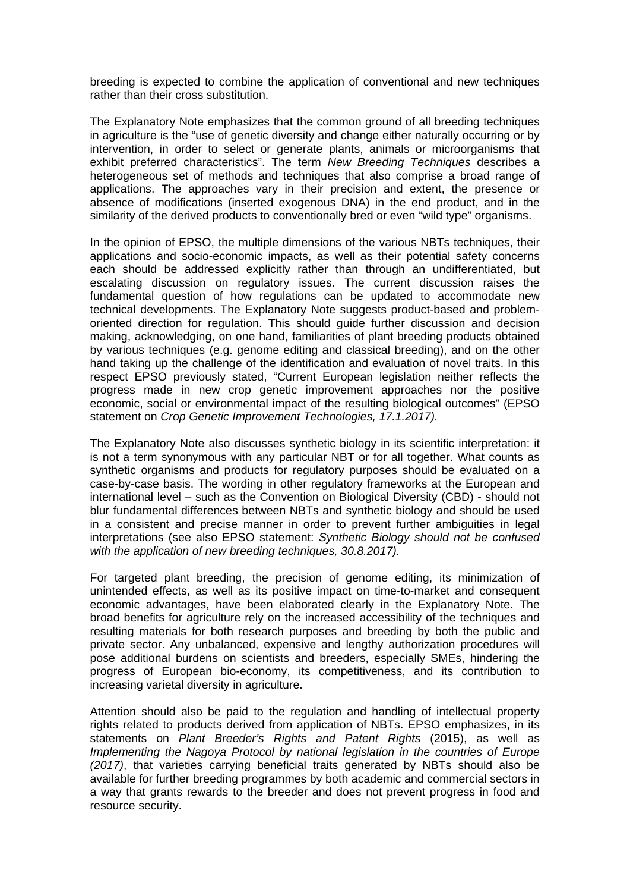breeding is expected to combine the application of conventional and new techniques rather than their cross substitution.

The Explanatory Note emphasizes that the common ground of all breeding techniques in agriculture is the "use of genetic diversity and change either naturally occurring or by intervention, in order to select or generate plants, animals or microorganisms that exhibit preferred characteristics". The term *New Breeding Techniques* describes a heterogeneous set of methods and techniques that also comprise a broad range of applications. The approaches vary in their precision and extent, the presence or absence of modifications (inserted exogenous DNA) in the end product, and in the similarity of the derived products to conventionally bred or even "wild type" organisms.

In the opinion of EPSO, the multiple dimensions of the various NBTs techniques, their applications and socio-economic impacts, as well as their potential safety concerns each should be addressed explicitly rather than through an undifferentiated, but escalating discussion on regulatory issues. The current discussion raises the fundamental question of how regulations can be updated to accommodate new technical developments. The Explanatory Note suggests product-based and problem-oriented direction for regulation. This should guide further discussion and decision making, acknowledging, on one hand, familiarities of plant breeding products obtained by various techniques (e.g. genome editing and classical breeding), and on the other hand taking up the challenge of the identification and evaluation of novel traits. In this respect EPSO previously stated, "Current European legislation neither reflects the progress made in new crop genetic improvement approaches nor the positive economic, social or environmental impact of the resulting biological outcomes" (EPSO statement on *Crop Genetic Improvement Technologies, 17.1.2017).*

The Explanatory Note also discusses synthetic biology in its scientific interpretation: it is not a term synonymous with any particular NBT or for all together. What counts as synthetic organisms and products for regulatory purposes should be evaluated on a case-by-case basis. The wording in other regulatory frameworks at the European and international level – such as the Convention on Biological Diversity (CBD) - should not blur fundamental differences between NBTs and synthetic biology and should be used in a consistent and precise manner in order to prevent further ambiguities in legal interpretations (see also EPSO statement: *Synthetic Biology should not be confused with the application of new breeding techniques, 30.8.2017).*

For targeted plant breeding, the precision of genome editing, its minimization of unintended effects, as well as its positive impact on time-to-market and consequent economic advantages, have been elaborated clearly in the Explanatory Note. The broad benefits for agriculture rely on the increased accessibility of the techniques and resulting materials for both research purposes and breeding by both the public and private sector. Any unbalanced, expensive and lengthy authorization procedures will pose additional burdens on scientists and breeders, especially SMEs, hindering the progress of European bio-economy, its competitiveness, and its contribution to increasing varietal diversity in agriculture.

Attention should also be paid to the regulation and handling of intellectual property rights related to products derived from application of NBTs. EPSO emphasizes, in its statements on *Plant Breeder's Rights and Patent Rights* (2015), as well as *Implementing the Nagoya Protocol by national legislation in the countries of Europe (2017)*, that varieties carrying beneficial traits generated by NBTs should also be available for further breeding programmes by both academic and commercial sectors in a way that grants rewards to the breeder and does not prevent progress in food and resource security.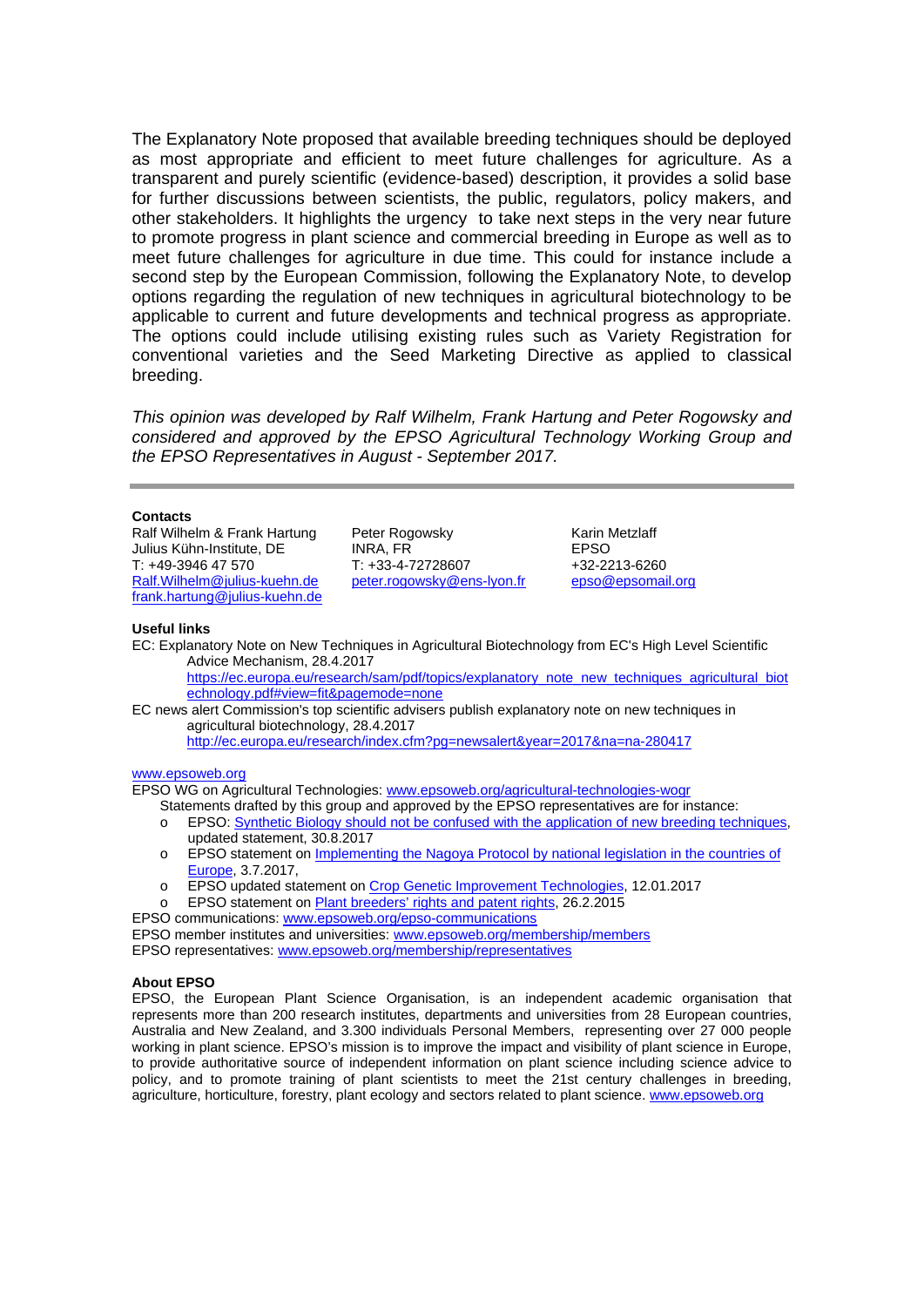The Explanatory Note proposed that available breeding techniques should be deployed as most appropriate and efficient to meet future challenges for agriculture. As a transparent and purely scientific (evidence-based) description, it provides a solid base for further discussions between scientists, the public, regulators, policy makers, and other stakeholders. It highlights the urgency to take next steps in the very near future to promote progress in plant science and commercial breeding in Europe as well as to meet future challenges for agriculture in due time. This could for instance include a second step by the European Commission, following the Explanatory Note, to develop options regarding the regulation of new techniques in agricultural biotechnology to be applicable to current and future developments and technical progress as appropriate. The options could include utilising existing rules such as Variety Registration for conventional varieties and the Seed Marketing Directive as applied to classical breeding.

*This opinion was developed by Ralf Wilhelm, Frank Hartung and Peter Rogowsky and considered and approved by the EPSO Agricultural Technology Working Group and the EPSO Representatives in August - September 2017.*

---

**Contacts**

Ralf Wilhelm & Frank Hartung
Julius Kühn-Institute, DE
T: +49-3946 47 570
Ralf.Wilhelm@julius-kuehn.de
frank.hartung@julius-kuehn.de

Peter Rogowsky
INRA, FR
T: +33-4-72728607
peter.rogowsky@ens-lyon.fr

Karin Metzlaff
EPSO
+32-2213-6260
epso@epsomail.org

**Useful links**

EC: Explanatory Note on New Techniques in Agricultural Biotechnology from EC's High Level Scientific Advice Mechanism, 28.4.2017
https://ec.europa.eu/research/sam/pdf/topics/explanatory_note_new_techniques_agricultural_biotechnology.pdf#view=fit&pagemode=none

EC news alert Commission's top scientific advisers publish explanatory note on new techniques in agricultural biotechnology, 28.4.2017
http://ec.europa.eu/research/index.cfm?pg=newsalert&year=2017&na=na-280417

www.epsoweb.org

EPSO WG on Agricultural Technologies: www.epsoweb.org/agricultural-technologies-wogr
Statements drafted by this group and approved by the EPSO representatives are for instance:

- EPSO: Synthetic Biology should not be confused with the application of new breeding techniques, updated statement, 30.8.2017
- EPSO statement on Implementing the Nagoya Protocol by national legislation in the countries of Europe, 3.7.2017,
- EPSO updated statement on Crop Genetic Improvement Technologies, 12.01.2017
- EPSO statement on Plant breeders' rights and patent rights, 26.2.2015

EPSO communications: www.epsoweb.org/epso-communications
EPSO member institutes and universities: www.epsoweb.org/membership/members
EPSO representatives: www.epsoweb.org/membership/representatives

**About EPSO**

EPSO, the European Plant Science Organisation, is an independent academic organisation that represents more than 200 research institutes, departments and universities from 28 European countries, Australia and New Zealand, and 3.300 individuals Personal Members, representing over 27 000 people working in plant science. EPSO's mission is to improve the impact and visibility of plant science in Europe, to provide authoritative source of independent information on plant science including science advice to policy, and to promote training of plant scientists to meet the 21st century challenges in breeding, agriculture, horticulture, forestry, plant ecology and sectors related to plant science. www.epsoweb.org